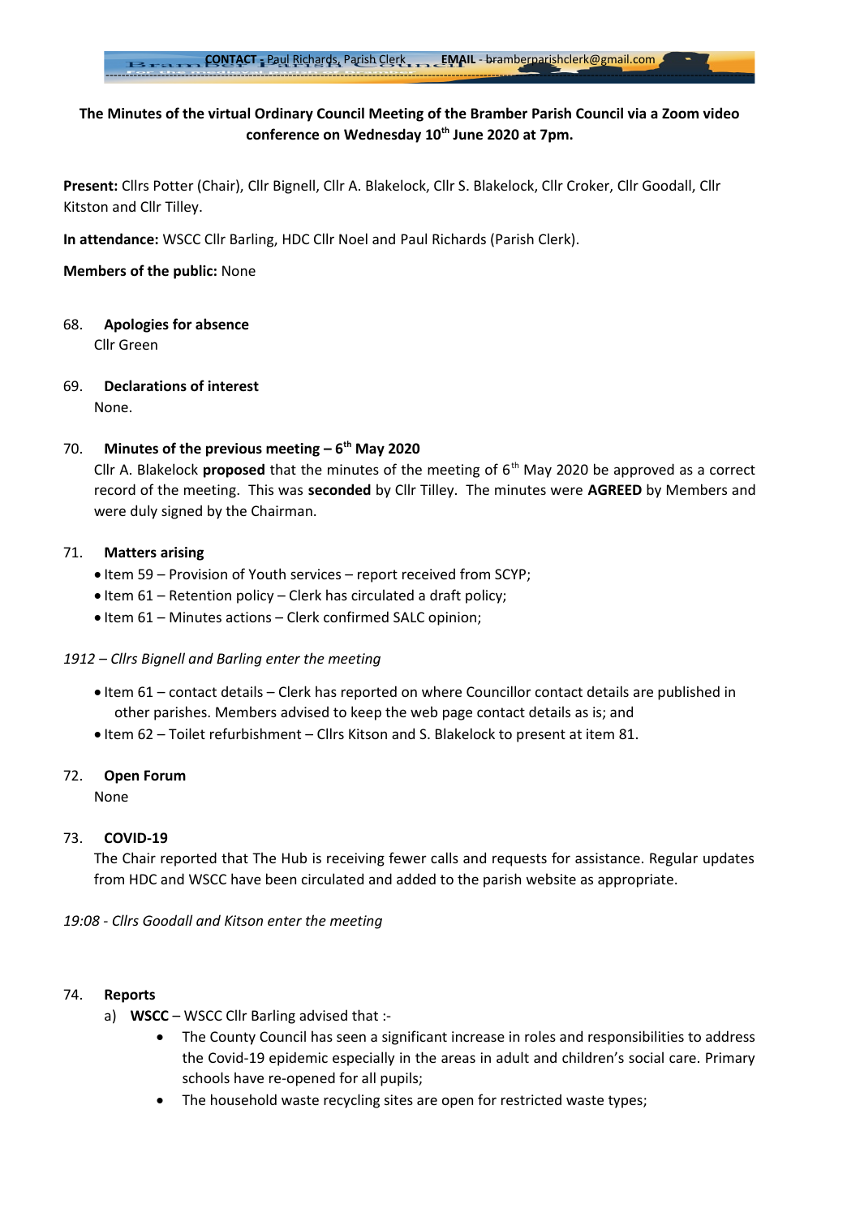**CONTACT** - Paul Richards, Parish Clerk **EMAIL** - bramberparishclerk@gmail.com

**The Minutes of the virtual Ordinary Council Meeting of the Bramber Parish Council via a Zoom video conference on Wednesday 10th June 2020 at 7pm.**

**Present:** Cllrs Potter (Chair), Cllr Bignell, Cllr A. Blakelock, Cllr S. Blakelock, Cllr Croker, Cllr Goodall, Cllr Kitston and Cllr Tilley.

**In attendance:** WSCC Cllr Barling, HDC Cllr Noel and Paul Richards (Parish Clerk).

**Members of the public:** None

68. **Apologies for absence**
    Cllr Green

69. **Declarations of interest**
    None.

70. **Minutes of the previous meeting – 6th May 2020**
    Cllr A. Blakelock **proposed** that the minutes of the meeting of 6th May 2020 be approved as a correct record of the meeting. This was **seconded** by Cllr Tilley. The minutes were **AGREED** by Members and were duly signed by the Chairman.

71. **Matters arising**
    - Item 59 – Provision of Youth services – report received from SCYP;
    - Item 61 – Retention policy – Clerk has circulated a draft policy;
    - Item 61 – Minutes actions – Clerk confirmed SALC opinion;

*1912 – Cllrs Bignell and Barling enter the meeting*

- Item 61 – contact details – Clerk has reported on where Councillor contact details are published in other parishes. Members advised to keep the web page contact details as is; and
- Item 62 – Toilet refurbishment – Cllrs Kitson and S. Blakelock to present at item 81.

72. **Open Forum**
    None

73. **COVID-19**
    The Chair reported that The Hub is receiving fewer calls and requests for assistance. Regular updates from HDC and WSCC have been circulated and added to the parish website as appropriate.

*19:08 - Cllrs Goodall and Kitson enter the meeting*

74. **Reports**
    a) **WSCC** – WSCC Cllr Barling advised that :-
       - The County Council has seen a significant increase in roles and responsibilities to address the Covid-19 epidemic especially in the areas in adult and children's social care. Primary schools have re-opened for all pupils;
       - The household waste recycling sites are open for restricted waste types;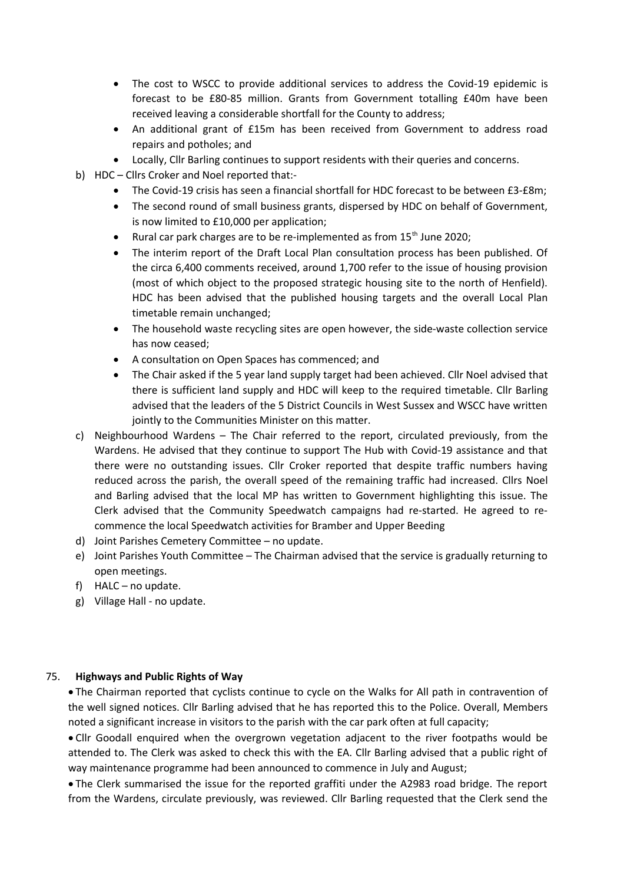- The cost to WSCC to provide additional services to address the Covid-19 epidemic is forecast to be £80-85 million. Grants from Government totalling £40m have been received leaving a considerable shortfall for the County to address;
- An additional grant of £15m has been received from Government to address road repairs and potholes; and
- Locally, Cllr Barling continues to support residents with their queries and concerns.

b) HDC – Cllrs Croker and Noel reported that:-

- The Covid-19 crisis has seen a financial shortfall for HDC forecast to be between £3-£8m;
- The second round of small business grants, dispersed by HDC on behalf of Government, is now limited to £10,000 per application;
- Rural car park charges are to be re-implemented as from 15th June 2020;
- The interim report of the Draft Local Plan consultation process has been published. Of the circa 6,400 comments received, around 1,700 refer to the issue of housing provision (most of which object to the proposed strategic housing site to the north of Henfield). HDC has been advised that the published housing targets and the overall Local Plan timetable remain unchanged;
- The household waste recycling sites are open however, the side-waste collection service has now ceased;
- A consultation on Open Spaces has commenced; and
- The Chair asked if the 5 year land supply target had been achieved. Cllr Noel advised that there is sufficient land supply and HDC will keep to the required timetable. Cllr Barling advised that the leaders of the 5 District Councils in West Sussex and WSCC have written jointly to the Communities Minister on this matter.

c) Neighbourhood Wardens – The Chair referred to the report, circulated previously, from the Wardens. He advised that they continue to support The Hub with Covid-19 assistance and that there were no outstanding issues. Cllr Croker reported that despite traffic numbers having reduced across the parish, the overall speed of the remaining traffic had increased. Cllrs Noel and Barling advised that the local MP has written to Government highlighting this issue. The Clerk advised that the Community Speedwatch campaigns had re-started. He agreed to re-commence the local Speedwatch activities for Bramber and Upper Beeding

d) Joint Parishes Cemetery Committee – no update.

e) Joint Parishes Youth Committee – The Chairman advised that the service is gradually returning to open meetings.

f) HALC – no update.

g) Village Hall - no update.

75. **Highways and Public Rights of Way**

- The Chairman reported that cyclists continue to cycle on the Walks for All path in contravention of the well signed notices. Cllr Barling advised that he has reported this to the Police. Overall, Members noted a significant increase in visitors to the parish with the car park often at full capacity;
- Cllr Goodall enquired when the overgrown vegetation adjacent to the river footpaths would be attended to. The Clerk was asked to check this with the EA. Cllr Barling advised that a public right of way maintenance programme had been announced to commence in July and August;
- The Clerk summarised the issue for the reported graffiti under the A2983 road bridge. The report from the Wardens, circulate previously, was reviewed. Cllr Barling requested that the Clerk send the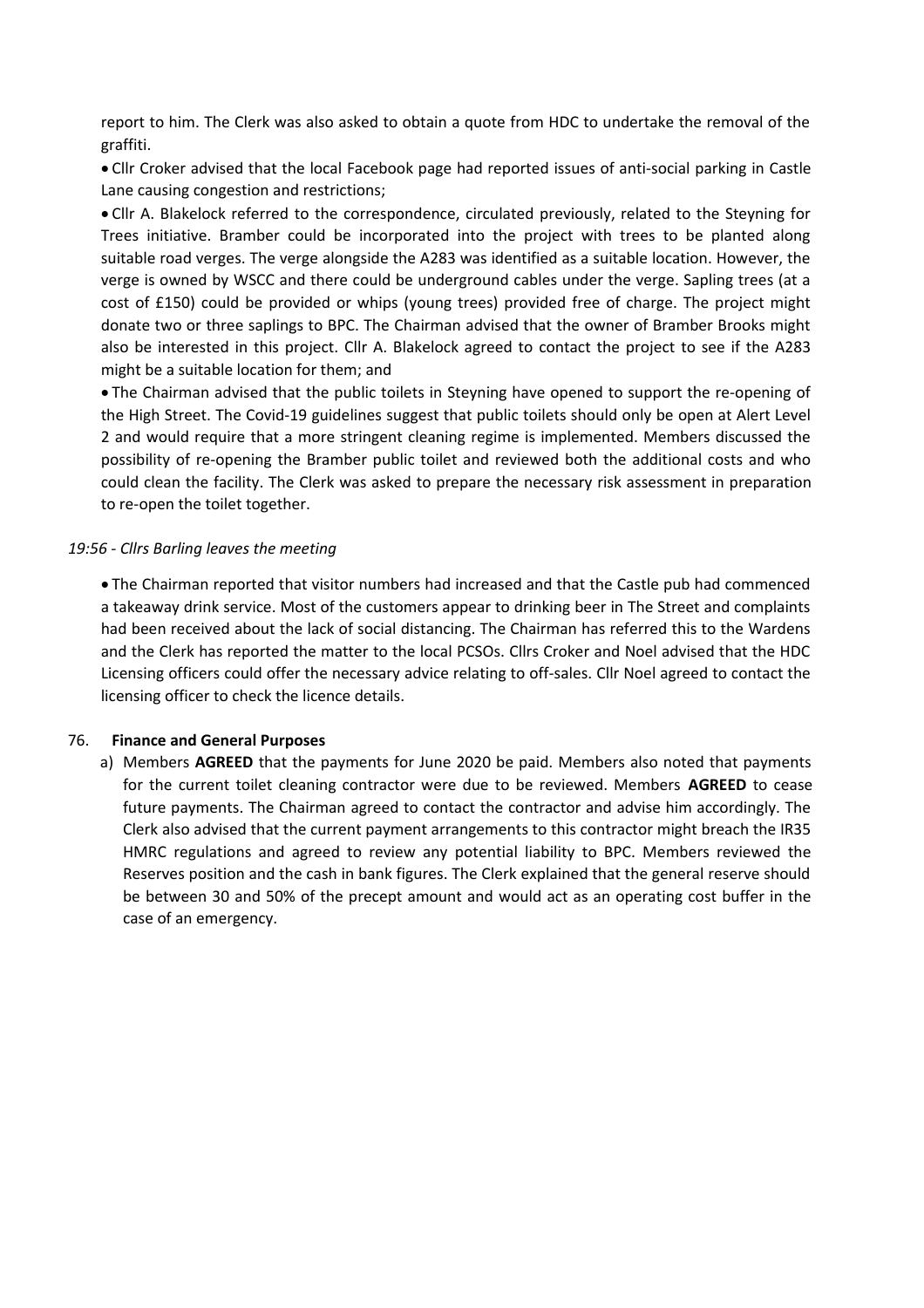report to him. The Clerk was also asked to obtain a quote from HDC to undertake the removal of the graffiti.

- Cllr Croker advised that the local Facebook page had reported issues of anti-social parking in Castle Lane causing congestion and restrictions;
- Cllr A. Blakelock referred to the correspondence, circulated previously, related to the Steyning for Trees initiative. Bramber could be incorporated into the project with trees to be planted along suitable road verges. The verge alongside the A283 was identified as a suitable location. However, the verge is owned by WSCC and there could be underground cables under the verge. Sapling trees (at a cost of £150) could be provided or whips (young trees) provided free of charge. The project might donate two or three saplings to BPC. The Chairman advised that the owner of Bramber Brooks might also be interested in this project. Cllr A. Blakelock agreed to contact the project to see if the A283 might be a suitable location for them; and
- The Chairman advised that the public toilets in Steyning have opened to support the re-opening of the High Street. The Covid-19 guidelines suggest that public toilets should only be open at Alert Level 2 and would require that a more stringent cleaning regime is implemented. Members discussed the possibility of re-opening the Bramber public toilet and reviewed both the additional costs and who could clean the facility. The Clerk was asked to prepare the necessary risk assessment in preparation to re-open the toilet together.

*19:56 - Cllrs Barling leaves the meeting*

- The Chairman reported that visitor numbers had increased and that the Castle pub had commenced a takeaway drink service. Most of the customers appear to drinking beer in The Street and complaints had been received about the lack of social distancing. The Chairman has referred this to the Wardens and the Clerk has reported the matter to the local PCSOs. Cllrs Croker and Noel advised that the HDC Licensing officers could offer the necessary advice relating to off-sales. Cllr Noel agreed to contact the licensing officer to check the licence details.

76. **Finance and General Purposes**

a) Members **AGREED** that the payments for June 2020 be paid. Members also noted that payments for the current toilet cleaning contractor were due to be reviewed. Members **AGREED** to cease future payments. The Chairman agreed to contact the contractor and advise him accordingly. The Clerk also advised that the current payment arrangements to this contractor might breach the IR35 HMRC regulations and agreed to review any potential liability to BPC. Members reviewed the Reserves position and the cash in bank figures. The Clerk explained that the general reserve should be between 30 and 50% of the precept amount and would act as an operating cost buffer in the case of an emergency.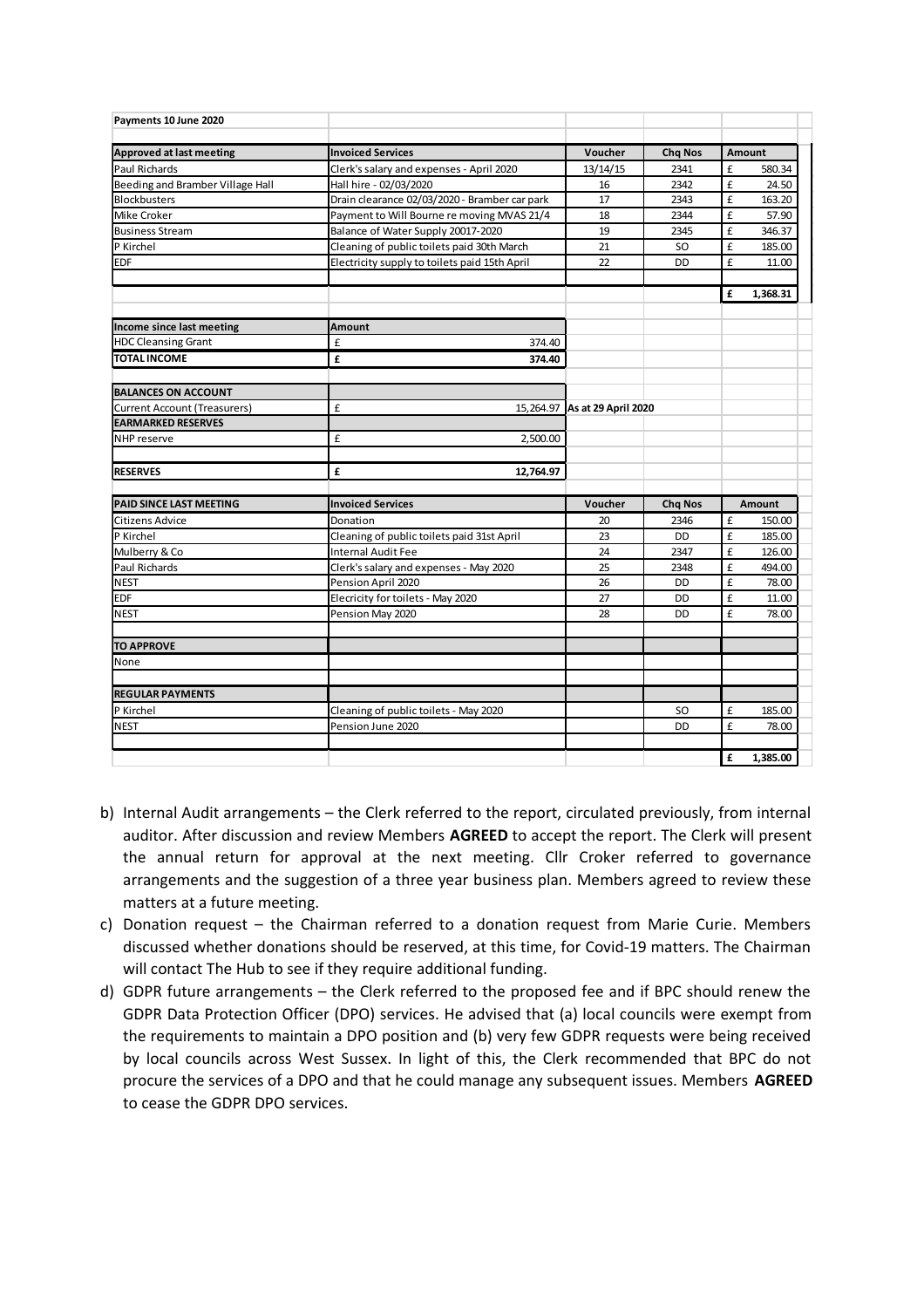**Payments 10 June 2020**

| Approved at last meeting | Invoiced Services | Voucher | Chq Nos | Amount |
|---|---|---|---|---|
| Paul Richards | Clerk's salary and expenses - April 2020 | 13/14/15 | 2341 | £ 580.34 |
| Beeding and Bramber Village Hall | Hall hire - 02/03/2020 | 16 | 2342 | £ 24.50 |
| Blockbusters | Drain clearance 02/03/2020 - Bramber car park | 17 | 2343 | £ 163.20 |
| Mike Croker | Payment to Will Bourne re moving MVAS 21/4 | 18 | 2344 | £ 57.90 |
| Business Stream | Balance of Water Supply 20017-2020 | 19 | 2345 | £ 346.37 |
| P Kirchel | Cleaning of public toilets paid 30th March | 21 | SO | £ 185.00 |
| EDF | Electricity supply to toilets paid 15th April | 22 | DD | £ 11.00 |
| | | | | |
| | | | | **£ 1,368.31** |

| Income since last meeting | Amount | |
|---|---|---|
| HDC Cleansing Grant | £ 374.40 | |
| **TOTAL INCOME** | **£ 374.40** | |
| | | |
| **BALANCES ON ACCOUNT** | | |
| Current Account (Treasurers) | £ 15,264.97 | **As at 29 April 2020** |
| **EARMARKED RESERVES** | | |
| NHP reserve | £ 2,500.00 | |
| | | |
| **RESERVES** | **£ 12,764.97** | |

| PAID SINCE LAST MEETING | Invoiced Services | Voucher | Chq Nos | Amount |
|---|---|---|---|---|
| Citizens Advice | Donation | 20 | 2346 | £ 150.00 |
| P Kirchel | Cleaning of public toilets paid 31st April | 23 | DD | £ 185.00 |
| Mulberry & Co | Internal Audit Fee | 24 | 2347 | £ 126.00 |
| Paul Richards | Clerk's salary and expenses - May 2020 | 25 | 2348 | £ 494.00 |
| NEST | Pension April 2020 | 26 | DD | £ 78.00 |
| EDF | Elecricity for toilets - May 2020 | 27 | DD | £ 11.00 |
| NEST | Pension May 2020 | 28 | DD | £ 78.00 |
| | | | | |
| **TO APPROVE** | | | | |
| None | | | | |
| | | | | |
| **REGULAR PAYMENTS** | | | | |
| P Kirchel | Cleaning of public toilets - May 2020 | | SO | £ 185.00 |
| NEST | Pension June 2020 | | DD | £ 78.00 |
| | | | | |
| | | | | **£ 1,385.00** |

b) Internal Audit arrangements – the Clerk referred to the report, circulated previously, from internal auditor. After discussion and review Members **AGREED** to accept the report. The Clerk will present the annual return for approval at the next meeting. Cllr Croker referred to governance arrangements and the suggestion of a three year business plan. Members agreed to review these matters at a future meeting.

c) Donation request – the Chairman referred to a donation request from Marie Curie. Members discussed whether donations should be reserved, at this time, for Covid-19 matters. The Chairman will contact The Hub to see if they require additional funding.

d) GDPR future arrangements – the Clerk referred to the proposed fee and if BPC should renew the GDPR Data Protection Officer (DPO) services. He advised that (a) local councils were exempt from the requirements to maintain a DPO position and (b) very few GDPR requests were being received by local councils across West Sussex. In light of this, the Clerk recommended that BPC do not procure the services of a DPO and that he could manage any subsequent issues. Members **AGREED** to cease the GDPR DPO services.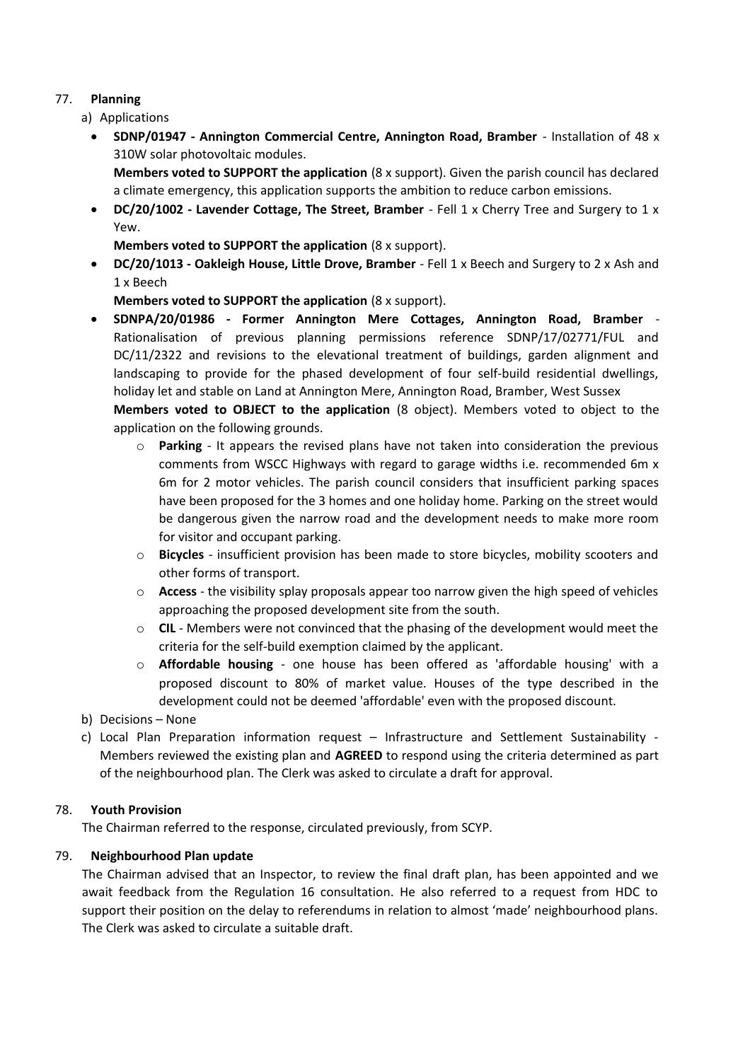77. **Planning**

a) Applications

- **SDNP/01947 - Annington Commercial Centre, Annington Road, Bramber** - Installation of 48 x 310W solar photovoltaic modules.
  **Members voted to SUPPORT the application** (8 x support). Given the parish council has declared a climate emergency, this application supports the ambition to reduce carbon emissions.
- **DC/20/1002 - Lavender Cottage, The Street, Bramber** - Fell 1 x Cherry Tree and Surgery to 1 x Yew.
  **Members voted to SUPPORT the application** (8 x support).
- **DC/20/1013 - Oakleigh House, Little Drove, Bramber** - Fell 1 x Beech and Surgery to 2 x Ash and 1 x Beech
  **Members voted to SUPPORT the application** (8 x support).
- **SDNPA/20/01986 - Former Annington Mere Cottages, Annington Road, Bramber** - Rationalisation of previous planning permissions reference SDNP/17/02771/FUL and DC/11/2322 and revisions to the elevational treatment of buildings, garden alignment and landscaping to provide for the phased development of four self-build residential dwellings, holiday let and stable on Land at Annington Mere, Annington Road, Bramber, West Sussex
  **Members voted to OBJECT to the application** (8 object). Members voted to object to the application on the following grounds.
  - **Parking** - It appears the revised plans have not taken into consideration the previous comments from WSCC Highways with regard to garage widths i.e. recommended 6m x 6m for 2 motor vehicles. The parish council considers that insufficient parking spaces have been proposed for the 3 homes and one holiday home. Parking on the street would be dangerous given the narrow road and the development needs to make more room for visitor and occupant parking.
  - **Bicycles** - insufficient provision has been made to store bicycles, mobility scooters and other forms of transport.
  - **Access** - the visibility splay proposals appear too narrow given the high speed of vehicles approaching the proposed development site from the south.
  - **CIL** - Members were not convinced that the phasing of the development would meet the criteria for the self-build exemption claimed by the applicant.
  - **Affordable housing** - one house has been offered as 'affordable housing' with a proposed discount to 80% of market value. Houses of the type described in the development could not be deemed 'affordable' even with the proposed discount.

b) Decisions – None

c) Local Plan Preparation information request – Infrastructure and Settlement Sustainability - Members reviewed the existing plan and **AGREED** to respond using the criteria determined as part of the neighbourhood plan. The Clerk was asked to circulate a draft for approval.

78. **Youth Provision**

The Chairman referred to the response, circulated previously, from SCYP.

79. **Neighbourhood Plan update**

The Chairman advised that an Inspector, to review the final draft plan, has been appointed and we await feedback from the Regulation 16 consultation. He also referred to a request from HDC to support their position on the delay to referendums in relation to almost 'made' neighbourhood plans. The Clerk was asked to circulate a suitable draft.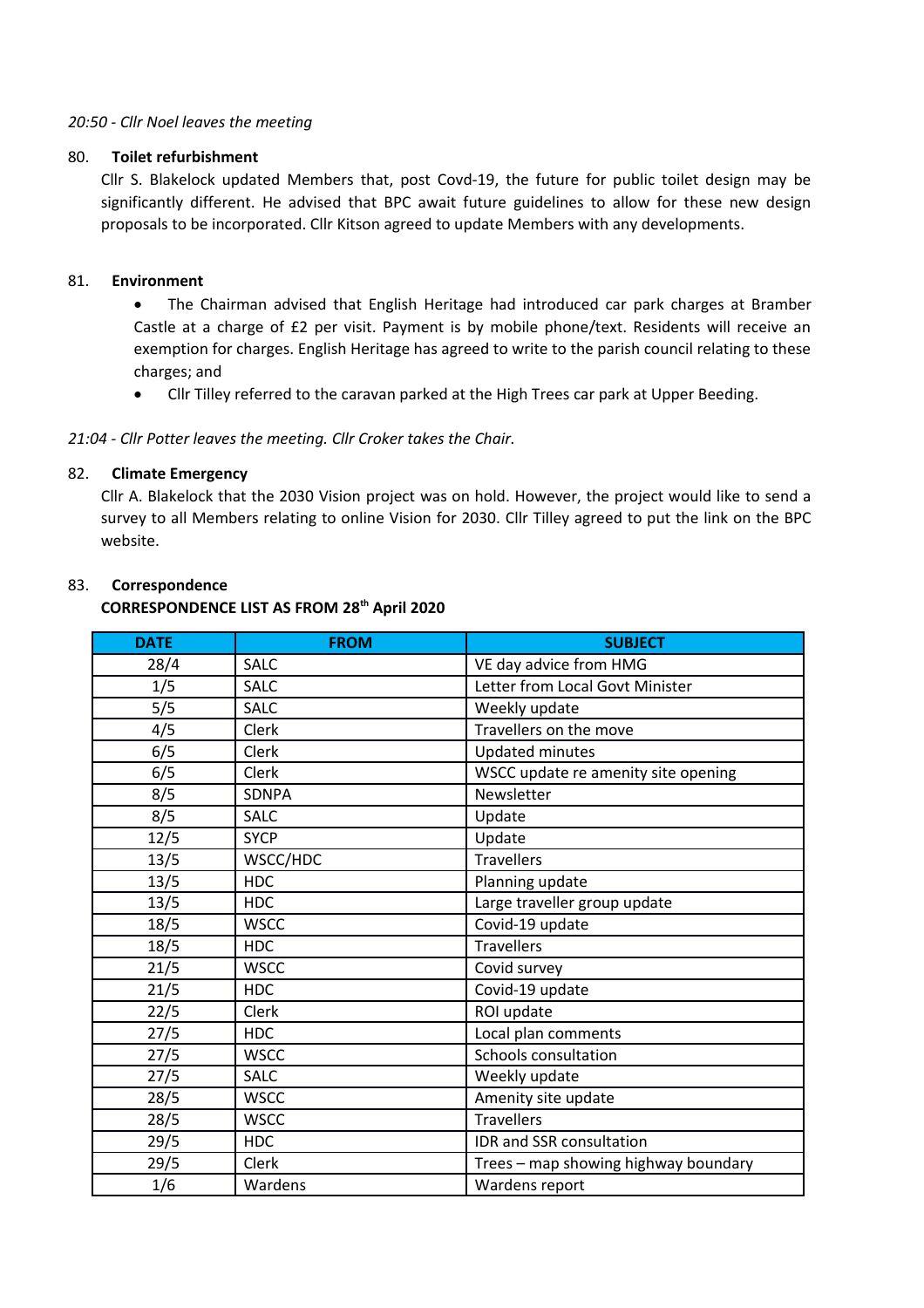*20:50 - Cllr Noel leaves the meeting*

80. **Toilet refurbishment**

Cllr S. Blakelock updated Members that, post Covd-19, the future for public toilet design may be significantly different. He advised that BPC await future guidelines to allow for these new design proposals to be incorporated. Cllr Kitson agreed to update Members with any developments.

81. **Environment**

- The Chairman advised that English Heritage had introduced car park charges at Bramber Castle at a charge of £2 per visit. Payment is by mobile phone/text. Residents will receive an exemption for charges. English Heritage has agreed to write to the parish council relating to these charges; and
- Cllr Tilley referred to the caravan parked at the High Trees car park at Upper Beeding.

*21:04 - Cllr Potter leaves the meeting. Cllr Croker takes the Chair.*

82. **Climate Emergency**

Cllr A. Blakelock that the 2030 Vision project was on hold. However, the project would like to send a survey to all Members relating to online Vision for 2030. Cllr Tilley agreed to put the link on the BPC website.

83. **Correspondence**

**CORRESPONDENCE LIST AS FROM 28th April 2020**

| DATE | FROM | SUBJECT |
|---|---|---|
| 28/4 | SALC | VE day advice from HMG |
| 1/5 | SALC | Letter from Local Govt Minister |
| 5/5 | SALC | Weekly update |
| 4/5 | Clerk | Travellers on the move |
| 6/5 | Clerk | Updated minutes |
| 6/5 | Clerk | WSCC update re amenity site opening |
| 8/5 | SDNPA | Newsletter |
| 8/5 | SALC | Update |
| 12/5 | SYCP | Update |
| 13/5 | WSCC/HDC | Travellers |
| 13/5 | HDC | Planning update |
| 13/5 | HDC | Large traveller group update |
| 18/5 | WSCC | Covid-19 update |
| 18/5 | HDC | Travellers |
| 21/5 | WSCC | Covid survey |
| 21/5 | HDC | Covid-19 update |
| 22/5 | Clerk | ROI update |
| 27/5 | HDC | Local plan comments |
| 27/5 | WSCC | Schools consultation |
| 27/5 | SALC | Weekly update |
| 28/5 | WSCC | Amenity site update |
| 28/5 | WSCC | Travellers |
| 29/5 | HDC | IDR and SSR consultation |
| 29/5 | Clerk | Trees – map showing highway boundary |
| 1/6 | Wardens | Wardens report |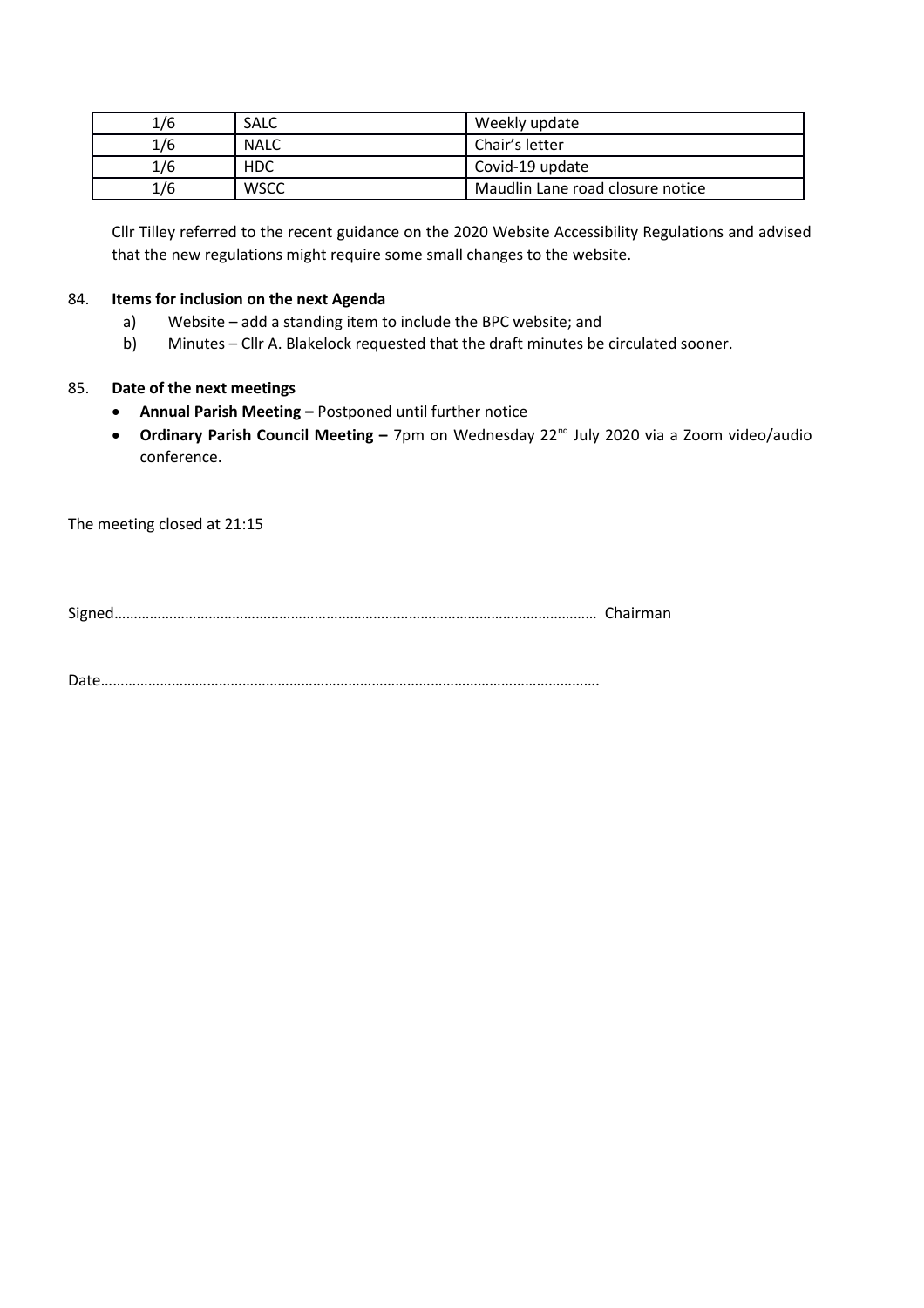| | | |
|---|---|---|
| 1/6 | SALC | Weekly update |
| 1/6 | NALC | Chair's letter |
| 1/6 | HDC | Covid-19 update |
| 1/6 | WSCC | Maudlin Lane road closure notice |

Cllr Tilley referred to the recent guidance on the 2020 Website Accessibility Regulations and advised that the new regulations might require some small changes to the website.

84. **Items for inclusion on the next Agenda**

   a) Website – add a standing item to include the BPC website; and

   b) Minutes – Cllr A. Blakelock requested that the draft minutes be circulated sooner.

85. **Date of the next meetings**

   - **Annual Parish Meeting –** Postponed until further notice
   - **Ordinary Parish Council Meeting –** 7pm on Wednesday 22nd July 2020 via a Zoom video/audio conference.

The meeting closed at 21:15

Signed……………………………………………………………………………………………………… Chairman

Date…………………………………………………………………………………………………………..